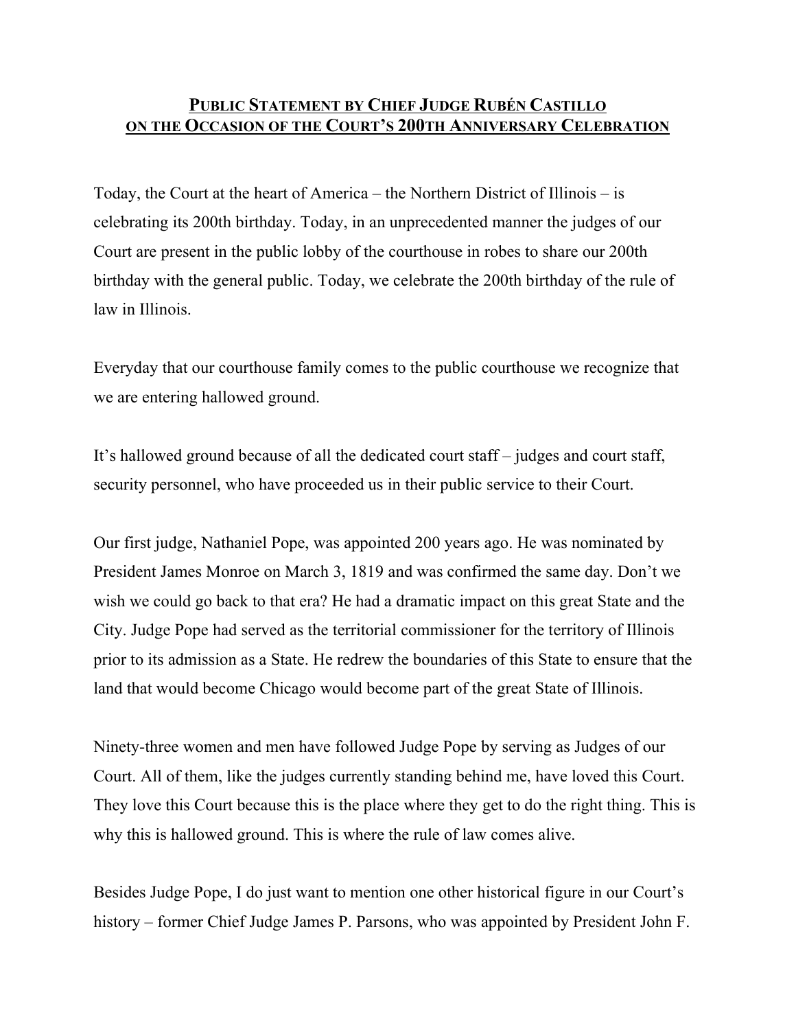# PUBLIC STATEMENT BY CHIEF JUDGE RUBÉN CASTILLO ON THE OCCASION OF THE COURT'S 200TH ANNIVERSARY CELEBRATION

Today, the Court at the heart of America – the Northern District of Illinois – is celebrating its 200th birthday. Today, in an unprecedented manner the judges of our Court are present in the public lobby of the courthouse in robes to share our 200th birthday with the general public. Today, we celebrate the 200th birthday of the rule of law in Illinois.

Everyday that our courthouse family comes to the public courthouse we recognize that we are entering hallowed ground.

It's hallowed ground because of all the dedicated court staff – judges and court staff, security personnel, who have proceeded us in their public service to their Court.

Our first judge, Nathaniel Pope, was appointed 200 years ago. He was nominated by President James Monroe on March 3, 1819 and was confirmed the same day. Don't we wish we could go back to that era? He had a dramatic impact on this great State and the City. Judge Pope had served as the territorial commissioner for the territory of Illinois prior to its admission as a State. He redrew the boundaries of this State to ensure that the land that would become Chicago would become part of the great State of Illinois.

Ninety-three women and men have followed Judge Pope by serving as Judges of our Court. All of them, like the judges currently standing behind me, have loved this Court. They love this Court because this is the place where they get to do the right thing. This is why this is hallowed ground. This is where the rule of law comes alive.

Besides Judge Pope, I do just want to mention one other historical figure in our Court's history – former Chief Judge James P. Parsons, who was appointed by President John F.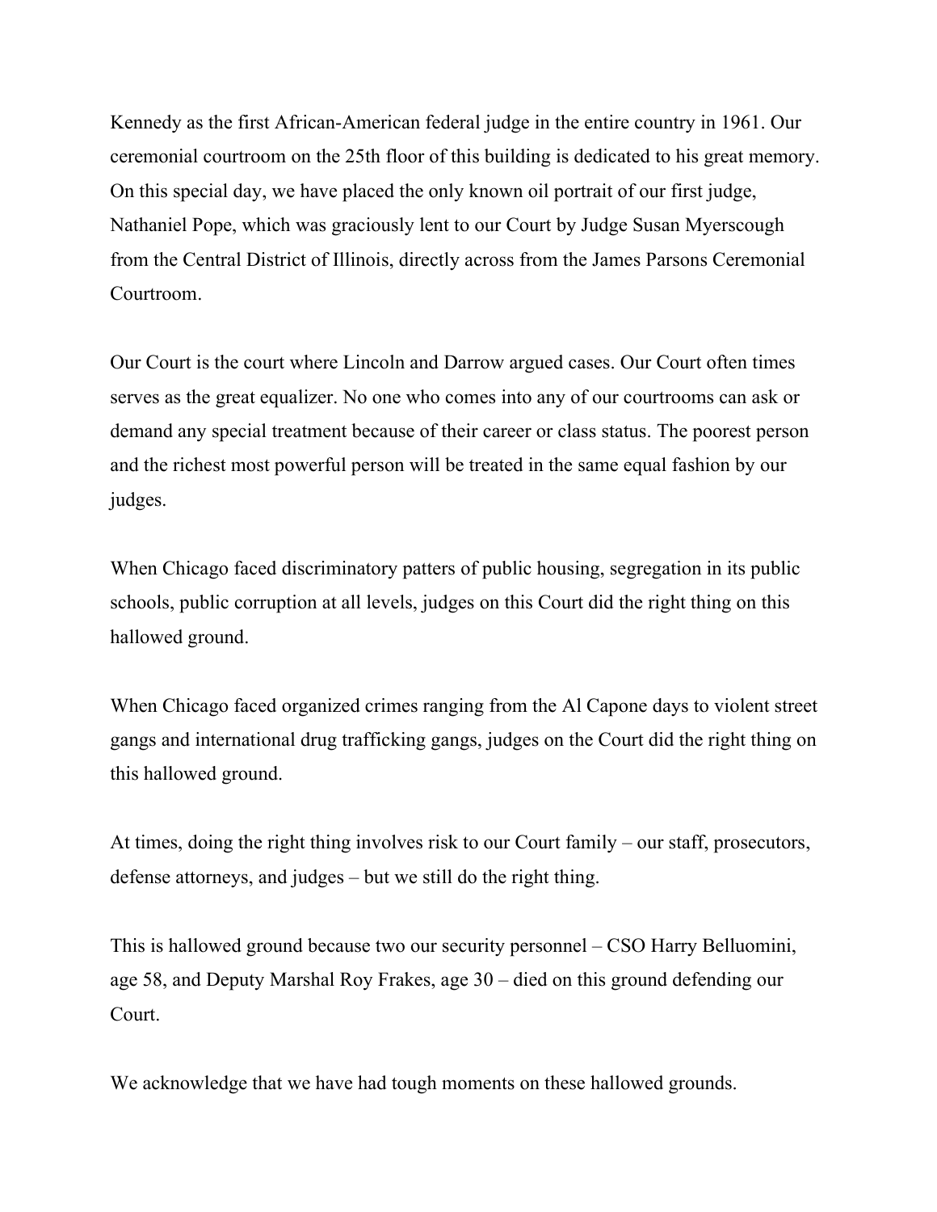Kennedy as the first African-American federal judge in the entire country in 1961. Our ceremonial courtroom on the 25th floor of this building is dedicated to his great memory. On this special day, we have placed the only known oil portrait of our first judge, Nathaniel Pope, which was graciously lent to our Court by Judge Susan Myerscough from the Central District of Illinois, directly across from the James Parsons Ceremonial Courtroom.

Our Court is the court where Lincoln and Darrow argued cases. Our Court often times serves as the great equalizer. No one who comes into any of our courtrooms can ask or demand any special treatment because of their career or class status. The poorest person and the richest most powerful person will be treated in the same equal fashion by our judges.

When Chicago faced discriminatory patters of public housing, segregation in its public schools, public corruption at all levels, judges on this Court did the right thing on this hallowed ground.

When Chicago faced organized crimes ranging from the Al Capone days to violent street gangs and international drug trafficking gangs, judges on the Court did the right thing on this hallowed ground.

At times, doing the right thing involves risk to our Court family – our staff, prosecutors, defense attorneys, and judges – but we still do the right thing.

This is hallowed ground because two our security personnel – CSO Harry Belluomini, age 58, and Deputy Marshal Roy Frakes, age 30 – died on this ground defending our Court.

We acknowledge that we have had tough moments on these hallowed grounds.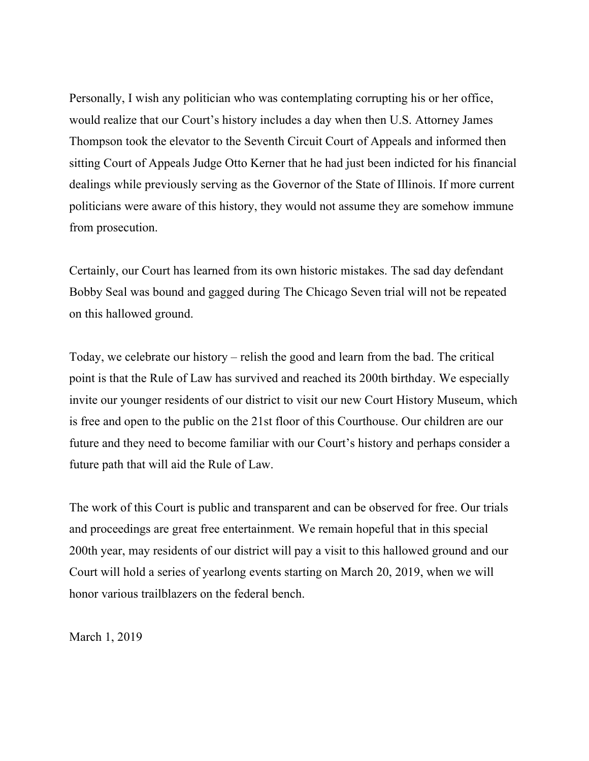Personally, I wish any politician who was contemplating corrupting his or her office, would realize that our Court's history includes a day when then U.S. Attorney James Thompson took the elevator to the Seventh Circuit Court of Appeals and informed then sitting Court of Appeals Judge Otto Kerner that he had just been indicted for his financial dealings while previously serving as the Governor of the State of Illinois. If more current politicians were aware of this history, they would not assume they are somehow immune from prosecution.

Certainly, our Court has learned from its own historic mistakes. The sad day defendant Bobby Seal was bound and gagged during The Chicago Seven trial will not be repeated on this hallowed ground.

Today, we celebrate our history – relish the good and learn from the bad. The critical point is that the Rule of Law has survived and reached its 200th birthday. We especially invite our younger residents of our district to visit our new Court History Museum, which is free and open to the public on the 21st floor of this Courthouse. Our children are our future and they need to become familiar with our Court's history and perhaps consider a future path that will aid the Rule of Law.

The work of this Court is public and transparent and can be observed for free. Our trials and proceedings are great free entertainment. We remain hopeful that in this special 200th year, may residents of our district will pay a visit to this hallowed ground and our Court will hold a series of yearlong events starting on March 20, 2019, when we will honor various trailblazers on the federal bench.

March 1, 2019